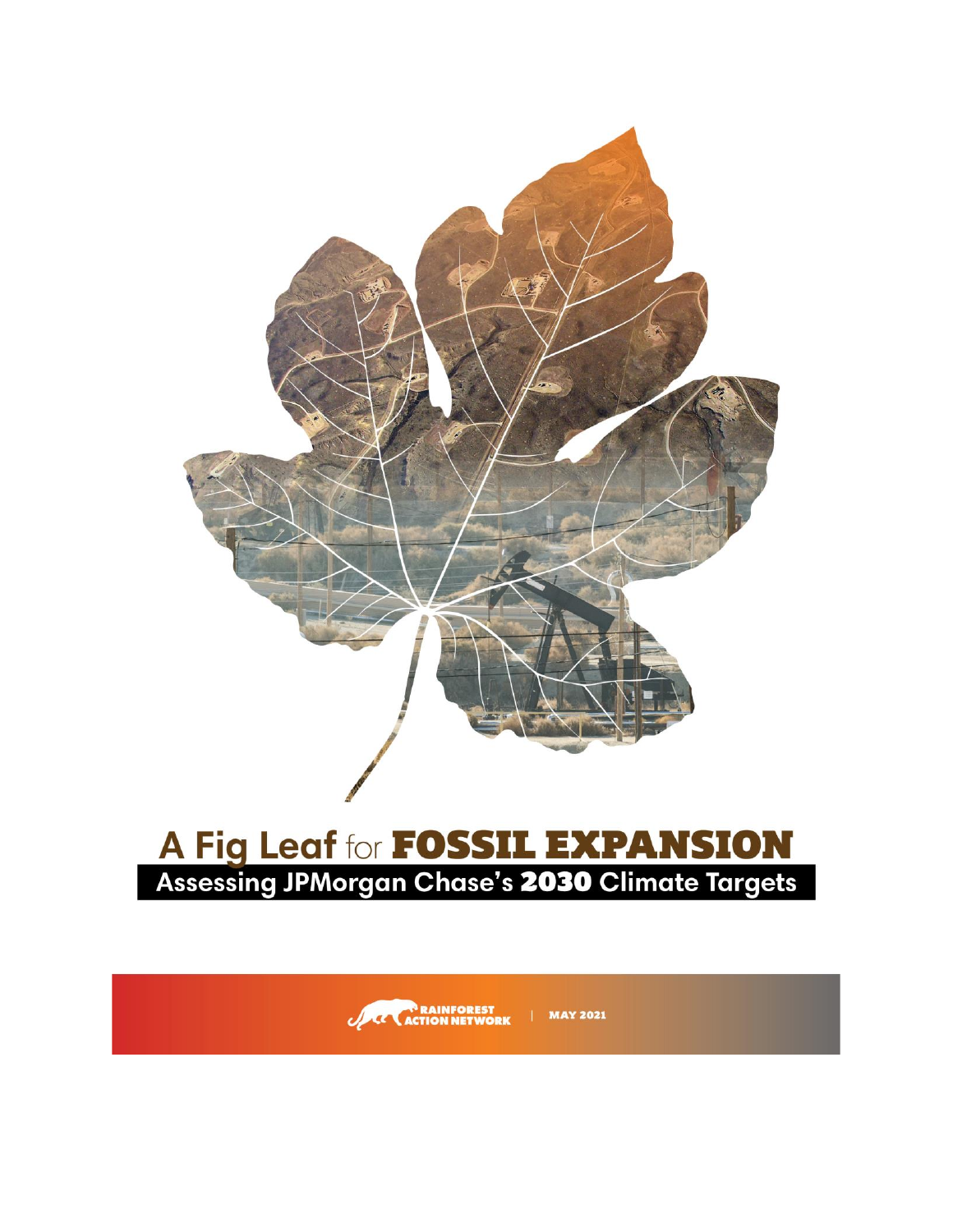# A Fig Leaf for FOSSIL EXPANSION

## Assessing JPMorgan Chase's 2030 Climate Targets

RAINFOREST ACTION NETWORK | MAY 2021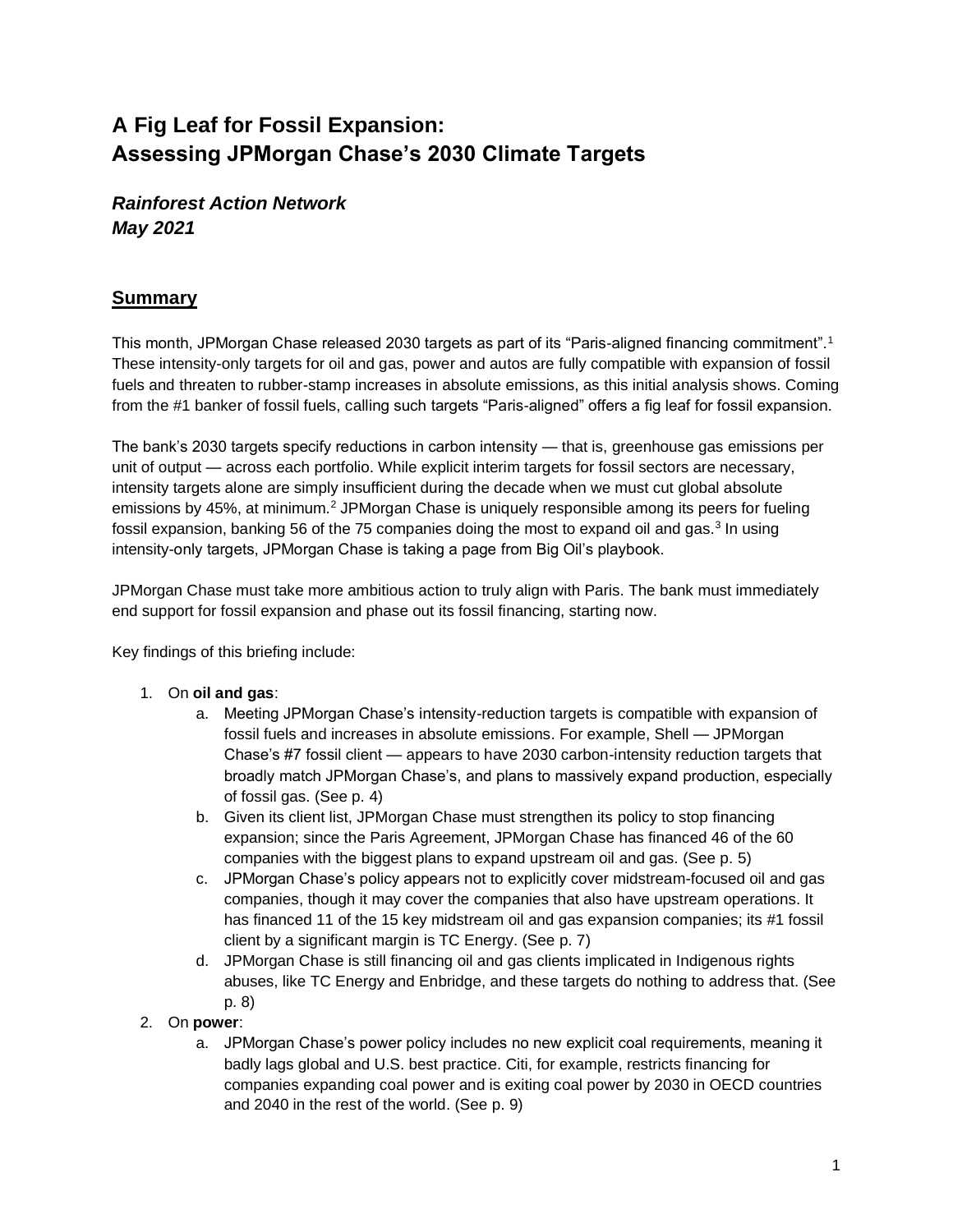# A Fig Leaf for Fossil Expansion: Assessing JPMorgan Chase's 2030 Climate Targets

***Rainforest Action Network***
***May 2021***

## Summary

This month, JPMorgan Chase released 2030 targets as part of its "Paris-aligned financing commitment".[1] These intensity-only targets for oil and gas, power and autos are fully compatible with expansion of fossil fuels and threaten to rubber-stamp increases in absolute emissions, as this initial analysis shows. Coming from the #1 banker of fossil fuels, calling such targets "Paris-aligned" offers a fig leaf for fossil expansion.

The bank's 2030 targets specify reductions in carbon intensity — that is, greenhouse gas emissions per unit of output — across each portfolio. While explicit interim targets for fossil sectors are necessary, intensity targets alone are simply insufficient during the decade when we must cut global absolute emissions by 45%, at minimum.[2] JPMorgan Chase is uniquely responsible among its peers for fueling fossil expansion, banking 56 of the 75 companies doing the most to expand oil and gas.[3] In using intensity-only targets, JPMorgan Chase is taking a page from Big Oil's playbook.

JPMorgan Chase must take more ambitious action to truly align with Paris. The bank must immediately end support for fossil expansion and phase out its fossil financing, starting now.

Key findings of this briefing include:

1. On **oil and gas**:
   a. Meeting JPMorgan Chase's intensity-reduction targets is compatible with expansion of fossil fuels and increases in absolute emissions. For example, Shell — JPMorgan Chase's #7 fossil client — appears to have 2030 carbon-intensity reduction targets that broadly match JPMorgan Chase's, and plans to massively expand production, especially of fossil gas. (See p. 4)
   b. Given its client list, JPMorgan Chase must strengthen its policy to stop financing expansion; since the Paris Agreement, JPMorgan Chase has financed 46 of the 60 companies with the biggest plans to expand upstream oil and gas. (See p. 5)
   c. JPMorgan Chase's policy appears not to explicitly cover midstream-focused oil and gas companies, though it may cover the companies that also have upstream operations. It has financed 11 of the 15 key midstream oil and gas expansion companies; its #1 fossil client by a significant margin is TC Energy. (See p. 7)
   d. JPMorgan Chase is still financing oil and gas clients implicated in Indigenous rights abuses, like TC Energy and Enbridge, and these targets do nothing to address that. (See p. 8)
2. On **power**:
   a. JPMorgan Chase's power policy includes no new explicit coal requirements, meaning it badly lags global and U.S. best practice. Citi, for example, restricts financing for companies expanding coal power and is exiting coal power by 2030 in OECD countries and 2040 in the rest of the world. (See p. 9)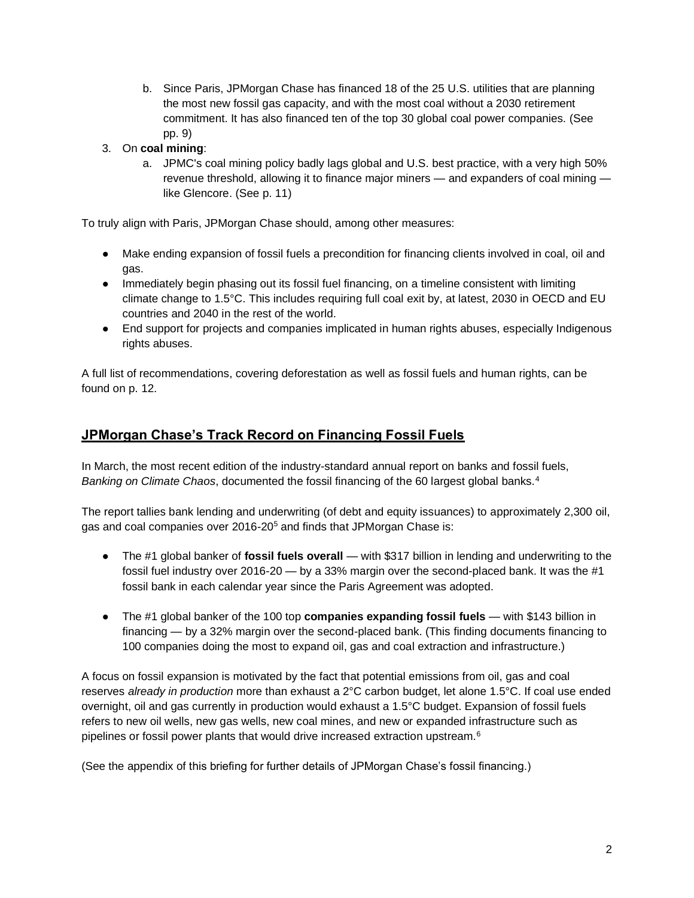b. Since Paris, JPMorgan Chase has financed 18 of the 25 U.S. utilities that are planning the most new fossil gas capacity, and with the most coal without a 2030 retirement commitment. It has also financed ten of the top 30 global coal power companies. (See pp. 9)

3. On **coal mining**:
   a. JPMC's coal mining policy badly lags global and U.S. best practice, with a very high 50% revenue threshold, allowing it to finance major miners — and expanders of coal mining — like Glencore. (See p. 11)

To truly align with Paris, JPMorgan Chase should, among other measures:

- Make ending expansion of fossil fuels a precondition for financing clients involved in coal, oil and gas.
- Immediately begin phasing out its fossil fuel financing, on a timeline consistent with limiting climate change to 1.5°C. This includes requiring full coal exit by, at latest, 2030 in OECD and EU countries and 2040 in the rest of the world.
- End support for projects and companies implicated in human rights abuses, especially Indigenous rights abuses.

A full list of recommendations, covering deforestation as well as fossil fuels and human rights, can be found on p. 12.

## JPMorgan Chase's Track Record on Financing Fossil Fuels

In March, the most recent edition of the industry-standard annual report on banks and fossil fuels, *Banking on Climate Chaos*, documented the fossil financing of the 60 largest global banks.[4]

The report tallies bank lending and underwriting (of debt and equity issuances) to approximately 2,300 oil, gas and coal companies over 2016-20[5] and finds that JPMorgan Chase is:

- The #1 global banker of **fossil fuels overall** — with $317 billion in lending and underwriting to the fossil fuel industry over 2016-20 — by a 33% margin over the second-placed bank. It was the #1 fossil bank in each calendar year since the Paris Agreement was adopted.

- The #1 global banker of the 100 top **companies expanding fossil fuels** — with $143 billion in financing — by a 32% margin over the second-placed bank. (This finding documents financing to 100 companies doing the most to expand oil, gas and coal extraction and infrastructure.)

A focus on fossil expansion is motivated by the fact that potential emissions from oil, gas and coal reserves *already in production* more than exhaust a 2°C carbon budget, let alone 1.5°C. If coal use ended overnight, oil and gas currently in production would exhaust a 1.5°C budget. Expansion of fossil fuels refers to new oil wells, new gas wells, new coal mines, and new or expanded infrastructure such as pipelines or fossil power plants that would drive increased extraction upstream.[6]

(See the appendix of this briefing for further details of JPMorgan Chase's fossil financing.)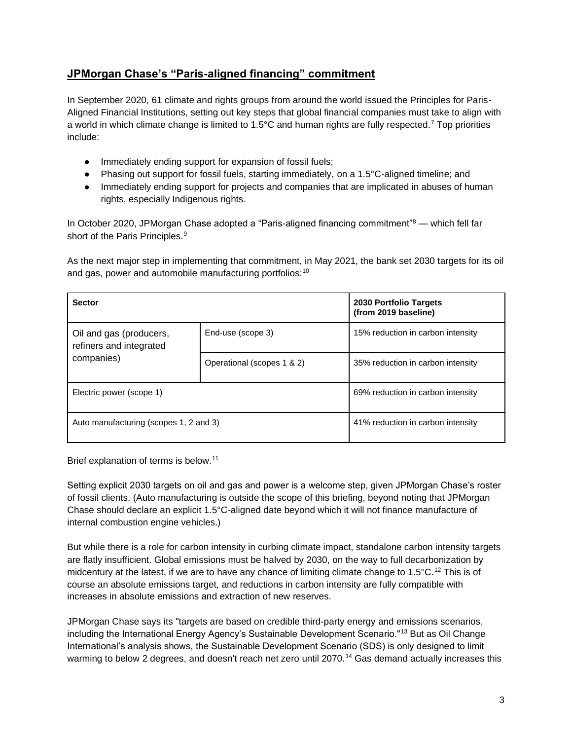## JPMorgan Chase's "Paris-aligned financing" commitment

In September 2020, 61 climate and rights groups from around the world issued the Principles for Paris-Aligned Financial Institutions, setting out key steps that global financial companies must take to align with a world in which climate change is limited to 1.5°C and human rights are fully respected.[7] Top priorities include:

- Immediately ending support for expansion of fossil fuels;
- Phasing out support for fossil fuels, starting immediately, on a 1.5°C-aligned timeline; and
- Immediately ending support for projects and companies that are implicated in abuses of human rights, especially Indigenous rights.

In October 2020, JPMorgan Chase adopted a "Paris-aligned financing commitment"[8] — which fell far short of the Paris Principles.[9]

As the next major step in implementing that commitment, in May 2021, the bank set 2030 targets for its oil and gas, power and automobile manufacturing portfolios:[10]

| Sector | | 2030 Portfolio Targets (from 2019 baseline) |
|---|---|---|
| Oil and gas (producers, refiners and integrated companies) | End-use (scope 3) | 15% reduction in carbon intensity |
| | Operational (scopes 1 & 2) | 35% reduction in carbon intensity |
| Electric power (scope 1) | | 69% reduction in carbon intensity |
| Auto manufacturing (scopes 1, 2 and 3) | | 41% reduction in carbon intensity |

Brief explanation of terms is below.[11]

Setting explicit 2030 targets on oil and gas and power is a welcome step, given JPMorgan Chase's roster of fossil clients. (Auto manufacturing is outside the scope of this briefing, beyond noting that JPMorgan Chase should declare an explicit 1.5°C-aligned date beyond which it will not finance manufacture of internal combustion engine vehicles.)

But while there is a role for carbon intensity in curbing climate impact, standalone carbon intensity targets are flatly insufficient. Global emissions must be halved by 2030, on the way to full decarbonization by midcentury at the latest, if we are to have any chance of limiting climate change to 1.5°C.[12] This is of course an absolute emissions target, and reductions in carbon intensity are fully compatible with increases in absolute emissions and extraction of new reserves.

JPMorgan Chase says its "targets are based on credible third-party energy and emissions scenarios, including the International Energy Agency's Sustainable Development Scenario."[13] But as Oil Change International's analysis shows, the Sustainable Development Scenario (SDS) is only designed to limit warming to below 2 degrees, and doesn't reach net zero until 2070.[14] Gas demand actually increases this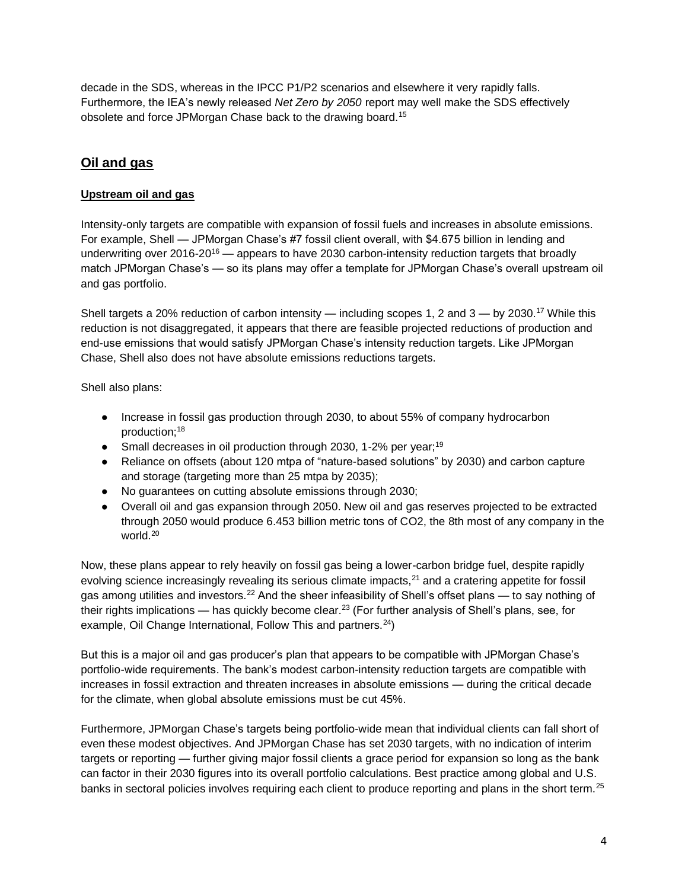decade in the SDS, whereas in the IPCC P1/P2 scenarios and elsewhere it very rapidly falls. Furthermore, the IEA's newly released *Net Zero by 2050* report may well make the SDS effectively obsolete and force JPMorgan Chase back to the drawing board.[15]

## Oil and gas

### Upstream oil and gas

Intensity-only targets are compatible with expansion of fossil fuels and increases in absolute emissions. For example, Shell — JPMorgan Chase's #7 fossil client overall, with $4.675 billion in lending and underwriting over 2016-20[16] — appears to have 2030 carbon-intensity reduction targets that broadly match JPMorgan Chase's — so its plans may offer a template for JPMorgan Chase's overall upstream oil and gas portfolio.

Shell targets a 20% reduction of carbon intensity — including scopes 1, 2 and 3 — by 2030.[17] While this reduction is not disaggregated, it appears that there are feasible projected reductions of production and end-use emissions that would satisfy JPMorgan Chase's intensity reduction targets. Like JPMorgan Chase, Shell also does not have absolute emissions reductions targets.

Shell also plans:

- Increase in fossil gas production through 2030, to about 55% of company hydrocarbon production;[18]
- Small decreases in oil production through 2030, 1-2% per year;[19]
- Reliance on offsets (about 120 mtpa of "nature-based solutions" by 2030) and carbon capture and storage (targeting more than 25 mtpa by 2035);
- No guarantees on cutting absolute emissions through 2030;
- Overall oil and gas expansion through 2050. New oil and gas reserves projected to be extracted through 2050 would produce 6.453 billion metric tons of $CO_2$, the 8th most of any company in the world.[20]

Now, these plans appear to rely heavily on fossil gas being a lower-carbon bridge fuel, despite rapidly evolving science increasingly revealing its serious climate impacts,[21] and a cratering appetite for fossil gas among utilities and investors.[22] And the sheer infeasibility of Shell's offset plans — to say nothing of their rights implications — has quickly become clear.[23] (For further analysis of Shell's plans, see, for example, Oil Change International, Follow This and partners.[24])

But this is a major oil and gas producer's plan that appears to be compatible with JPMorgan Chase's portfolio-wide requirements. The bank's modest carbon-intensity reduction targets are compatible with increases in fossil extraction and threaten increases in absolute emissions — during the critical decade for the climate, when global absolute emissions must be cut 45%.

Furthermore, JPMorgan Chase's targets being portfolio-wide mean that individual clients can fall short of even these modest objectives. And JPMorgan Chase has set 2030 targets, with no indication of interim targets or reporting — further giving major fossil clients a grace period for expansion so long as the bank can factor in their 2030 figures into its overall portfolio calculations. Best practice among global and U.S. banks in sectoral policies involves requiring each client to produce reporting and plans in the short term.[25]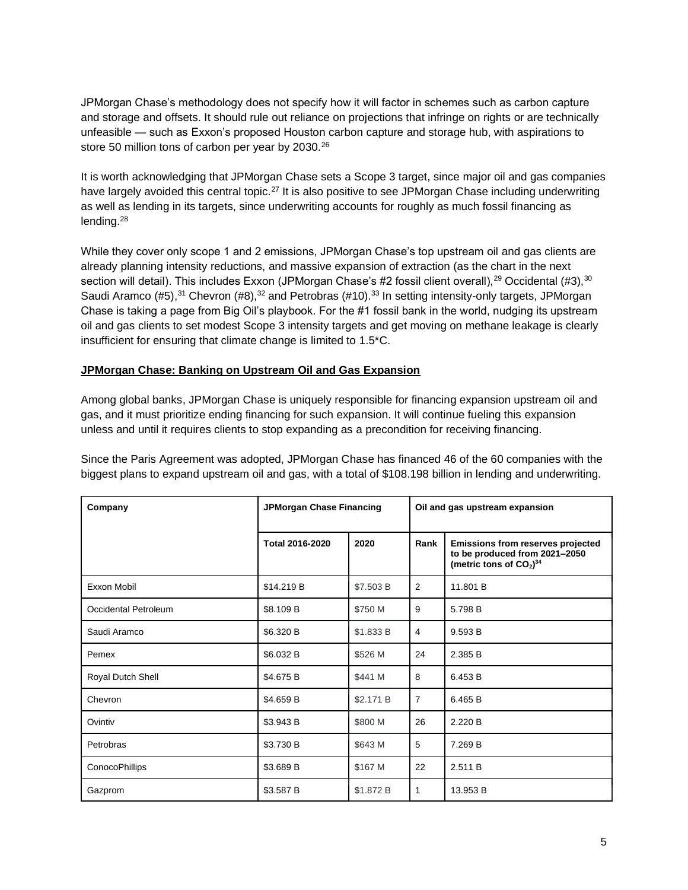JPMorgan Chase's methodology does not specify how it will factor in schemes such as carbon capture and storage and offsets. It should rule out reliance on projections that infringe on rights or are technically unfeasible — such as Exxon's proposed Houston carbon capture and storage hub, with aspirations to store 50 million tons of carbon per year by 2030.[26]

It is worth acknowledging that JPMorgan Chase sets a Scope 3 target, since major oil and gas companies have largely avoided this central topic.[27] It is also positive to see JPMorgan Chase including underwriting as well as lending in its targets, since underwriting accounts for roughly as much fossil financing as lending.[28]

While they cover only scope 1 and 2 emissions, JPMorgan Chase's top upstream oil and gas clients are already planning intensity reductions, and massive expansion of extraction (as the chart in the next section will detail). This includes Exxon (JPMorgan Chase's #2 fossil client overall),[29] Occidental (#3),[30] Saudi Aramco (#5),[31] Chevron (#8),[32] and Petrobras (#10).[33] In setting intensity-only targets, JPMorgan Chase is taking a page from Big Oil's playbook. For the #1 fossil bank in the world, nudging its upstream oil and gas clients to set modest Scope 3 intensity targets and get moving on methane leakage is clearly insufficient for ensuring that climate change is limited to 1.5*C.

## JPMorgan Chase: Banking on Upstream Oil and Gas Expansion

Among global banks, JPMorgan Chase is uniquely responsible for financing expansion upstream oil and gas, and it must prioritize ending financing for such expansion. It will continue fueling this expansion unless and until it requires clients to stop expanding as a precondition for receiving financing.

Since the Paris Agreement was adopted, JPMorgan Chase has financed 46 of the 60 companies with the biggest plans to expand upstream oil and gas, with a total of $108.198 billion in lending and underwriting.

| Company | JPMorgan Chase Financing | | Oil and gas upstream expansion | |
|---|---|---|---|---|
| | Total 2016-2020 | 2020 | Rank | Emissions from reserves projected to be produced from 2021–2050 (metric tons of $CO_2$)[34] |
| Exxon Mobil | $14.219 B | $7.503 B | 2 | 11.801 B |
| Occidental Petroleum | $8.109 B | $750 M | 9 | 5.798 B |
| Saudi Aramco | $6.320 B | $1.833 B | 4 | 9.593 B |
| Pemex | $6.032 B | $526 M | 24 | 2.385 B |
| Royal Dutch Shell | $4.675 B | $441 M | 8 | 6.453 B |
| Chevron | $4.659 B | $2.171 B | 7 | 6.465 B |
| Ovintiv | $3.943 B | $800 M | 26 | 2.220 B |
| Petrobras | $3.730 B | $643 M | 5 | 7.269 B |
| ConocoPhillips | $3.689 B | $167 M | 22 | 2.511 B |
| Gazprom | $3.587 B | $1.872 B | 1 | 13.953 B |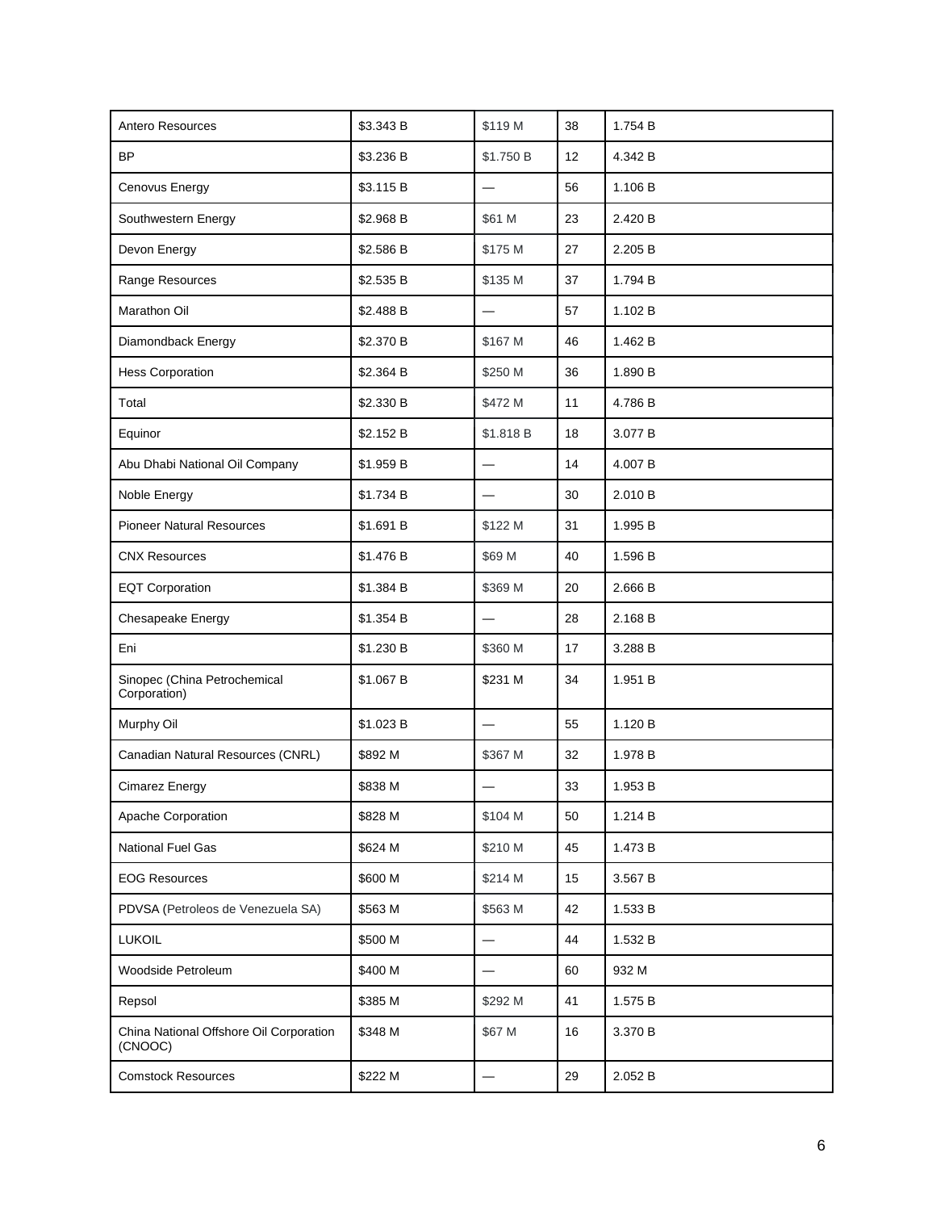| | | | | |
|---|---|---|---|---|
| Antero Resources | $3.343 B | $119 M | 38 | 1.754 B |
| BP | $3.236 B | $1.750 B | 12 | 4.342 B |
| Cenovus Energy | $3.115 B | — | 56 | 1.106 B |
| Southwestern Energy | $2.968 B | $61 M | 23 | 2.420 B |
| Devon Energy | $2.586 B | $175 M | 27 | 2.205 B |
| Range Resources | $2.535 B | $135 M | 37 | 1.794 B |
| Marathon Oil | $2.488 B | — | 57 | 1.102 B |
| Diamondback Energy | $2.370 B | $167 M | 46 | 1.462 B |
| Hess Corporation | $2.364 B | $250 M | 36 | 1.890 B |
| Total | $2.330 B | $472 M | 11 | 4.786 B |
| Equinor | $2.152 B | $1.818 B | 18 | 3.077 B |
| Abu Dhabi National Oil Company | $1.959 B | — | 14 | 4.007 B |
| Noble Energy | $1.734 B | — | 30 | 2.010 B |
| Pioneer Natural Resources | $1.691 B | $122 M | 31 | 1.995 B |
| CNX Resources | $1.476 B | $69 M | 40 | 1.596 B |
| EQT Corporation | $1.384 B | $369 M | 20 | 2.666 B |
| Chesapeake Energy | $1.354 B | — | 28 | 2.168 B |
| Eni | $1.230 B | $360 M | 17 | 3.288 B |
| Sinopec (China Petrochemical Corporation) | $1.067 B | $231 M | 34 | 1.951 B |
| Murphy Oil | $1.023 B | — | 55 | 1.120 B |
| Canadian Natural Resources (CNRL) | $892 M | $367 M | 32 | 1.978 B |
| Cimarez Energy | $838 M | — | 33 | 1.953 B |
| Apache Corporation | $828 M | $104 M | 50 | 1.214 B |
| National Fuel Gas | $624 M | $210 M | 45 | 1.473 B |
| EOG Resources | $600 M | $214 M | 15 | 3.567 B |
| PDVSA (Petroleos de Venezuela SA) | $563 M | $563 M | 42 | 1.533 B |
| LUKOIL | $500 M | — | 44 | 1.532 B |
| Woodside Petroleum | $400 M | — | 60 | 932 M |
| Repsol | $385 M | $292 M | 41 | 1.575 B |
| China National Offshore Oil Corporation (CNOOC) | $348 M | $67 M | 16 | 3.370 B |
| Comstock Resources | $222 M | — | 29 | 2.052 B |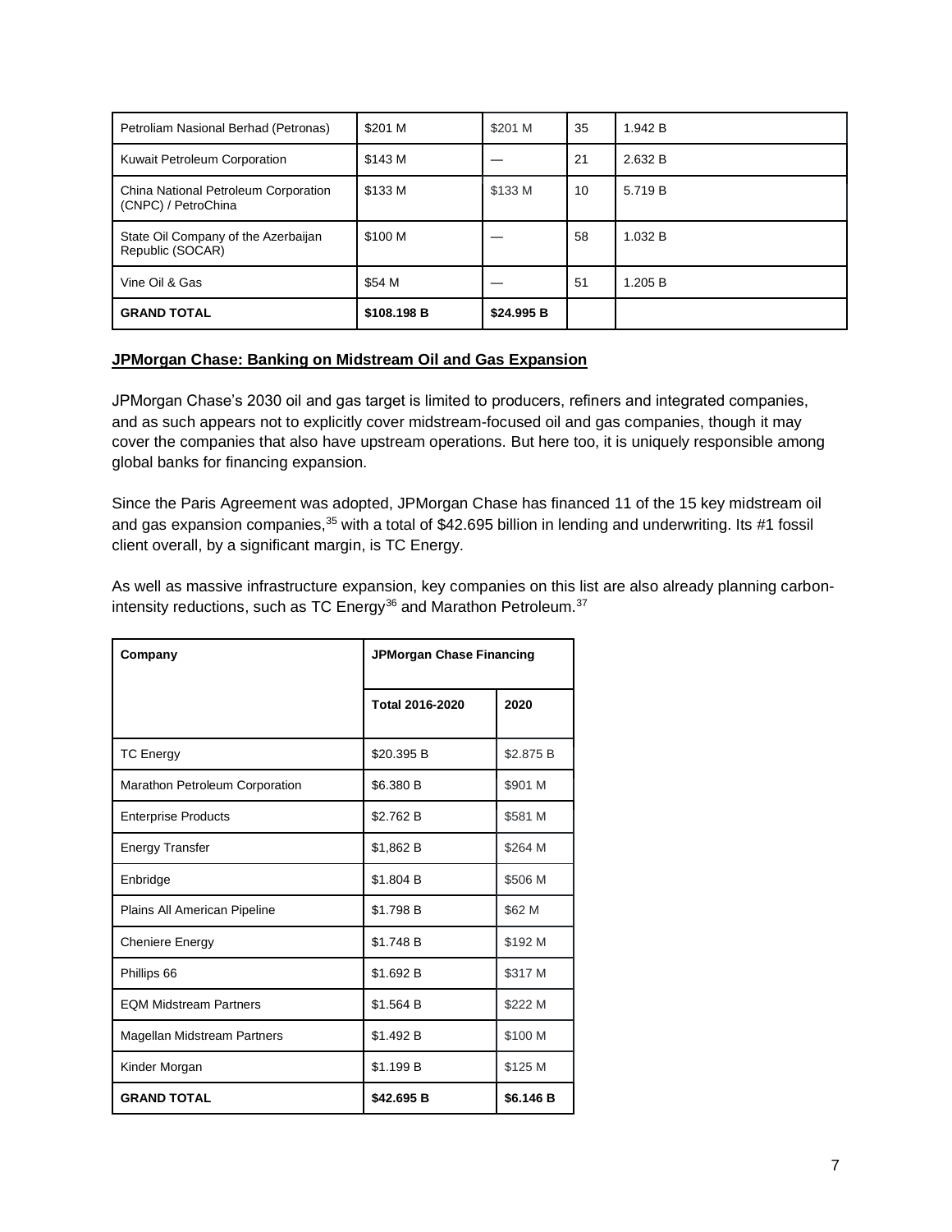| Petroliam Nasional Berhad (Petronas) | $201 M | $201 M | 35 | 1.942 B |
|---|---|---|---|---|
| Kuwait Petroleum Corporation | $143 M | — | 21 | 2.632 B |
| China National Petroleum Corporation (CNPC) / PetroChina | $133 M | $133 M | 10 | 5.719 B |
| State Oil Company of the Azerbaijan Republic (SOCAR) | $100 M | — | 58 | 1.032 B |
| Vine Oil & Gas | $54 M | — | 51 | 1.205 B |
| **GRAND TOTAL** | **$108.198 B** | **$24.995 B** | | |

**JPMorgan Chase: Banking on Midstream Oil and Gas Expansion**

JPMorgan Chase's 2030 oil and gas target is limited to producers, refiners and integrated companies, and as such appears not to explicitly cover midstream-focused oil and gas companies, though it may cover the companies that also have upstream operations. But here too, it is uniquely responsible among global banks for financing expansion.

Since the Paris Agreement was adopted, JPMorgan Chase has financed 11 of the 15 key midstream oil and gas expansion companies,[35] with a total of $42.695 billion in lending and underwriting. Its #1 fossil client overall, by a significant margin, is TC Energy.

As well as massive infrastructure expansion, key companies on this list are also already planning carbon-intensity reductions, such as TC Energy[36] and Marathon Petroleum.[37]

| Company | JPMorgan Chase Financing | |
|---|---|---|
| | **Total 2016-2020** | **2020** |
| TC Energy | $20.395 B | $2.875 B |
| Marathon Petroleum Corporation | $6.380 B | $901 M |
| Enterprise Products | $2.762 B | $581 M |
| Energy Transfer | $1,862 B | $264 M |
| Enbridge | $1.804 B | $506 M |
| Plains All American Pipeline | $1.798 B | $62 M |
| Cheniere Energy | $1.748 B | $192 M |
| Phillips 66 | $1.692 B | $317 M |
| EQM Midstream Partners | $1.564 B | $222 M |
| Magellan Midstream Partners | $1.492 B | $100 M |
| Kinder Morgan | $1.199 B | $125 M |
| **GRAND TOTAL** | **$42.695 B** | **$6.146 B** |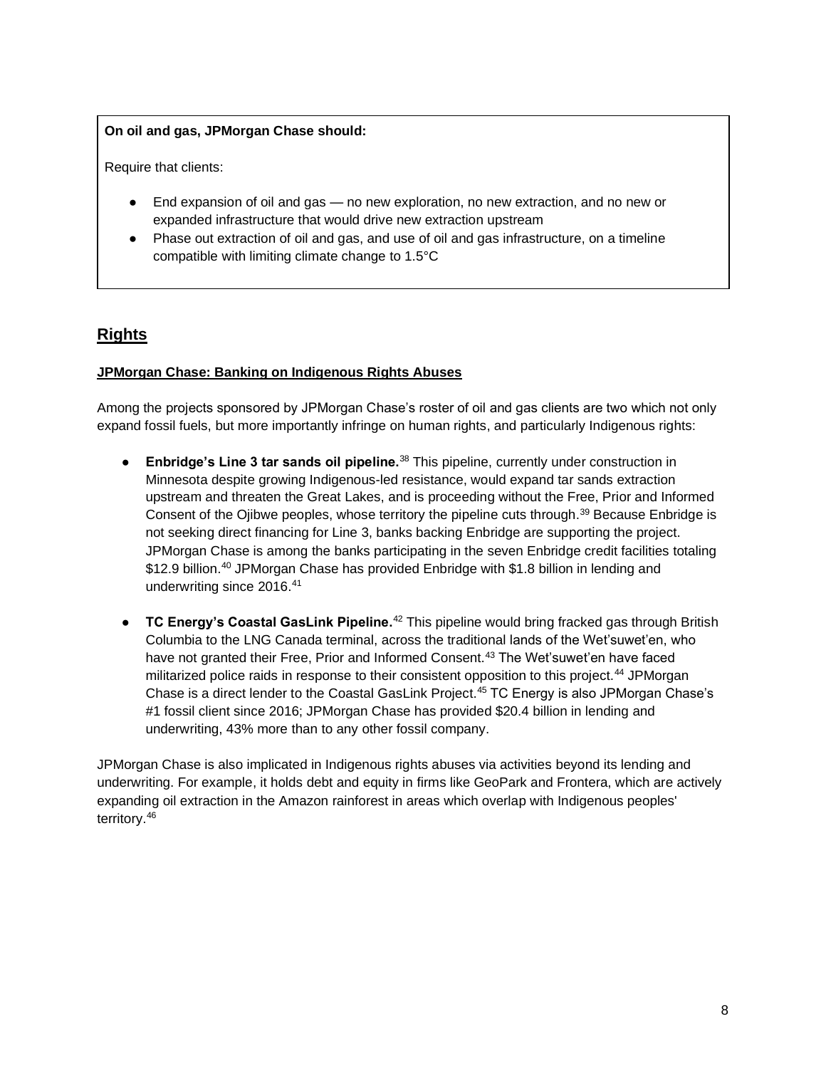**On oil and gas, JPMorgan Chase should:**

Require that clients:

- End expansion of oil and gas — no new exploration, no new extraction, and no new or expanded infrastructure that would drive new extraction upstream
- Phase out extraction of oil and gas, and use of oil and gas infrastructure, on a timeline compatible with limiting climate change to 1.5°C

## Rights

### JPMorgan Chase: Banking on Indigenous Rights Abuses

Among the projects sponsored by JPMorgan Chase's roster of oil and gas clients are two which not only expand fossil fuels, but more importantly infringe on human rights, and particularly Indigenous rights:

- **Enbridge's Line 3 tar sands oil pipeline.**[38] This pipeline, currently under construction in Minnesota despite growing Indigenous-led resistance, would expand tar sands extraction upstream and threaten the Great Lakes, and is proceeding without the Free, Prior and Informed Consent of the Ojibwe peoples, whose territory the pipeline cuts through.[39] Because Enbridge is not seeking direct financing for Line 3, banks backing Enbridge are supporting the project. JPMorgan Chase is among the banks participating in the seven Enbridge credit facilities totaling $12.9 billion.[40] JPMorgan Chase has provided Enbridge with $1.8 billion in lending and underwriting since 2016.[41]

- **TC Energy's Coastal GasLink Pipeline.**[42] This pipeline would bring fracked gas through British Columbia to the LNG Canada terminal, across the traditional lands of the Wet'suwet'en, who have not granted their Free, Prior and Informed Consent.[43] The Wet'suwet'en have faced militarized police raids in response to their consistent opposition to this project.[44] JPMorgan Chase is a direct lender to the Coastal GasLink Project.[45] TC Energy is also JPMorgan Chase's #1 fossil client since 2016; JPMorgan Chase has provided $20.4 billion in lending and underwriting, 43% more than to any other fossil company.

JPMorgan Chase is also implicated in Indigenous rights abuses via activities beyond its lending and underwriting. For example, it holds debt and equity in firms like GeoPark and Frontera, which are actively expanding oil extraction in the Amazon rainforest in areas which overlap with Indigenous peoples' territory.[46]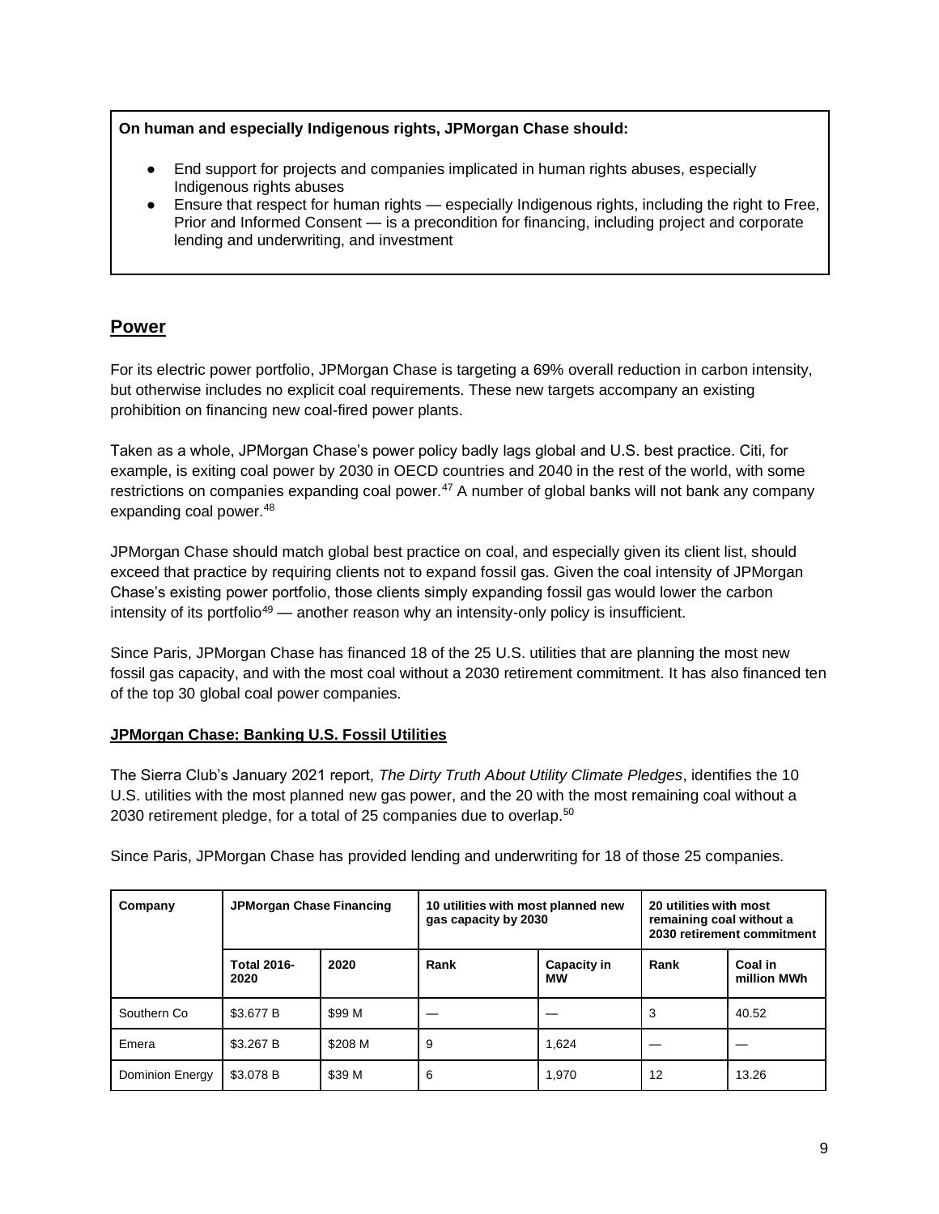**On human and especially Indigenous rights, JPMorgan Chase should:**

- End support for projects and companies implicated in human rights abuses, especially Indigenous rights abuses
- Ensure that respect for human rights — especially Indigenous rights, including the right to Free, Prior and Informed Consent — is a precondition for financing, including project and corporate lending and underwriting, and investment

## Power

For its electric power portfolio, JPMorgan Chase is targeting a 69% overall reduction in carbon intensity, but otherwise includes no explicit coal requirements. These new targets accompany an existing prohibition on financing new coal-fired power plants.

Taken as a whole, JPMorgan Chase's power policy badly lags global and U.S. best practice. Citi, for example, is exiting coal power by 2030 in OECD countries and 2040 in the rest of the world, with some restrictions on companies expanding coal power.[47] A number of global banks will not bank any company expanding coal power.[48]

JPMorgan Chase should match global best practice on coal, and especially given its client list, should exceed that practice by requiring clients not to expand fossil gas. Given the coal intensity of JPMorgan Chase's existing power portfolio, those clients simply expanding fossil gas would lower the carbon intensity of its portfolio[49] — another reason why an intensity-only policy is insufficient.

Since Paris, JPMorgan Chase has financed 18 of the 25 U.S. utilities that are planning the most new fossil gas capacity, and with the most coal without a 2030 retirement commitment. It has also financed ten of the top 30 global coal power companies.

### JPMorgan Chase: Banking U.S. Fossil Utilities

The Sierra Club's January 2021 report, *The Dirty Truth About Utility Climate Pledges*, identifies the 10 U.S. utilities with the most planned new gas power, and the 20 with the most remaining coal without a 2030 retirement pledge, for a total of 25 companies due to overlap.[50]

Since Paris, JPMorgan Chase has provided lending and underwriting for 18 of those 25 companies.

| Company | JPMorgan Chase Financing | | 10 utilities with most planned new gas capacity by 2030 | | 20 utilities with most remaining coal without a 2030 retirement commitment | |
|---|---|---|---|---|---|---|
| | Total 2016-2020 | 2020 | Rank | Capacity in MW | Rank | Coal in million MWh |
| Southern Co | $3.677 B | $99 M | — | — | 3 | 40.52 |
| Emera | $3.267 B | $208 M | 9 | 1,624 | — | — |
| Dominion Energy | $3.078 B | $39 M | 6 | 1,970 | 12 | 13.26 |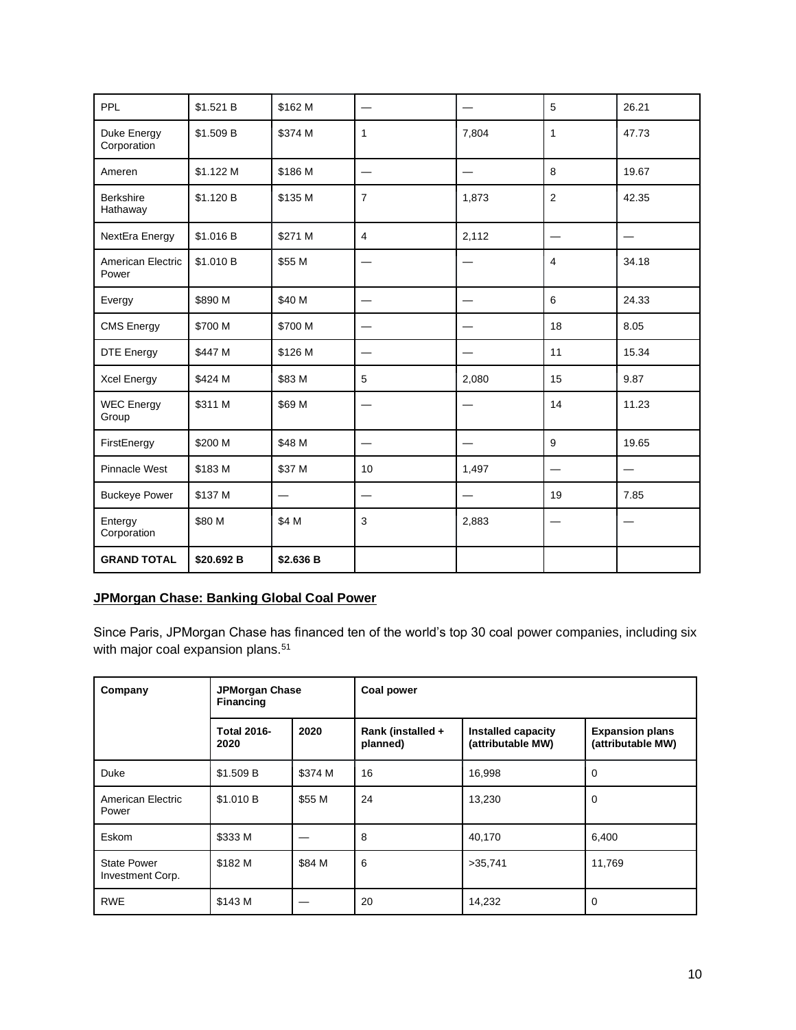| PPL | $1.521 B | $162 M | — | — | 5 | 26.21 |
|---|---|---|---|---|---|---|
| Duke Energy Corporation | $1.509 B | $374 M | 1 | 7,804 | 1 | 47.73 |
| Ameren | $1.122 M | $186 M | — | — | 8 | 19.67 |
| Berkshire Hathaway | $1.120 B | $135 M | 7 | 1,873 | 2 | 42.35 |
| NextEra Energy | $1.016 B | $271 M | 4 | 2,112 | — | — |
| American Electric Power | $1.010 B | $55 M | — | — | 4 | 34.18 |
| Evergy | $890 M | $40 M | — | — | 6 | 24.33 |
| CMS Energy | $700 M | $700 M | — | — | 18 | 8.05 |
| DTE Energy | $447 M | $126 M | — | — | 11 | 15.34 |
| Xcel Energy | $424 M | $83 M | 5 | 2,080 | 15 | 9.87 |
| WEC Energy Group | $311 M | $69 M | — | — | 14 | 11.23 |
| FirstEnergy | $200 M | $48 M | — | — | 9 | 19.65 |
| Pinnacle West | $183 M | $37 M | 10 | 1,497 | — | — |
| Buckeye Power | $137 M | — | — | — | 19 | 7.85 |
| Entergy Corporation | $80 M | $4 M | 3 | 2,883 | — | — |
| **GRAND TOTAL** | **$20.692 B** | **$2.636 B** | | | | |

## JPMorgan Chase: Banking Global Coal Power

Since Paris, JPMorgan Chase has financed ten of the world's top 30 coal power companies, including six with major coal expansion plans.[51]

| Company | JPMorgan Chase Financing | | Coal power | | |
|---|---|---|---|---|---|
| | Total 2016-2020 | 2020 | Rank (installed + planned) | Installed capacity (attributable MW) | Expansion plans (attributable MW) |
| Duke | $1.509 B | $374 M | 16 | 16,998 | 0 |
| American Electric Power | $1.010 B | $55 M | 24 | 13,230 | 0 |
| Eskom | $333 M | — | 8 | 40,170 | 6,400 |
| State Power Investment Corp. | $182 M | $84 M | 6 | >35,741 | 11,769 |
| RWE | $143 M | — | 20 | 14,232 | 0 |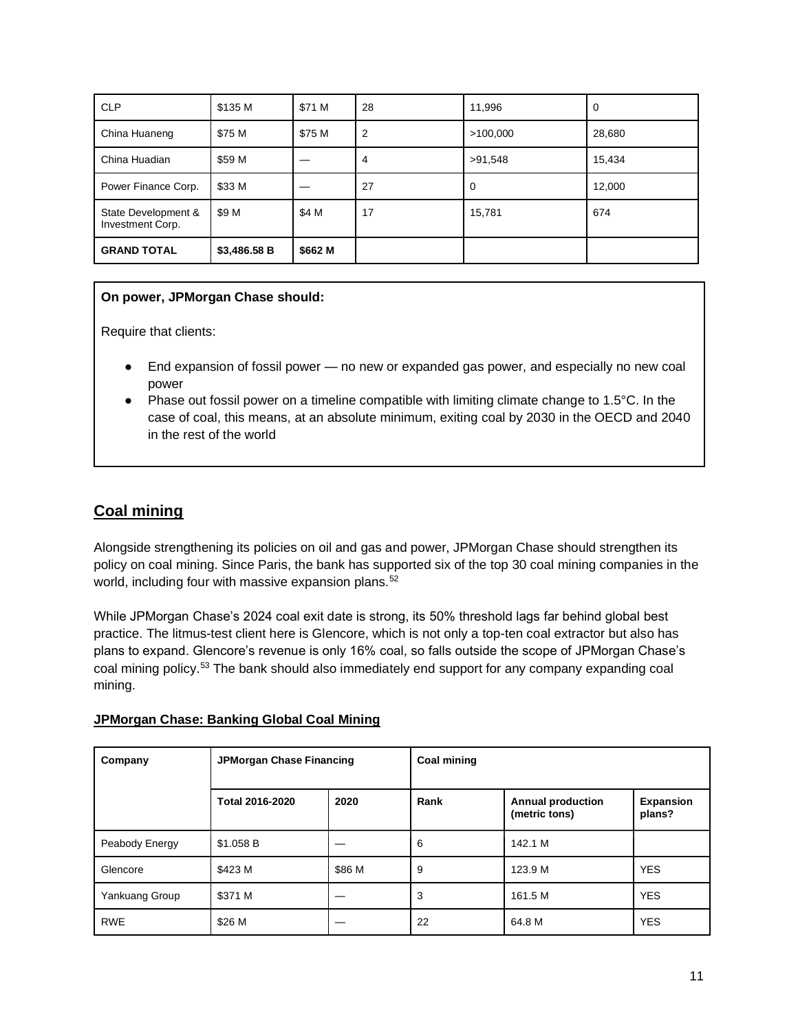| CLP | $135 M | $71 M | 28 | 11,996 | 0 |
|---|---|---|---|---|---|
| China Huaneng | $75 M | $75 M | 2 | >100,000 | 28,680 |
| China Huadian | $59 M | — | 4 | >91,548 | 15,434 |
| Power Finance Corp. | $33 M | — | 27 | 0 | 12,000 |
| State Development & Investment Corp. | $9 M | $4 M | 17 | 15,781 | 674 |
| **GRAND TOTAL** | **$3,486.58 B** | **$662 M** | | | |

**On power, JPMorgan Chase should:**

Require that clients:

- End expansion of fossil power — no new or expanded gas power, and especially no new coal power
- Phase out fossil power on a timeline compatible with limiting climate change to 1.5°C. In the case of coal, this means, at an absolute minimum, exiting coal by 2030 in the OECD and 2040 in the rest of the world

## Coal mining

Alongside strengthening its policies on oil and gas and power, JPMorgan Chase should strengthen its policy on coal mining. Since Paris, the bank has supported six of the top 30 coal mining companies in the world, including four with massive expansion plans.[52]

While JPMorgan Chase's 2024 coal exit date is strong, its 50% threshold lags far behind global best practice. The litmus-test client here is Glencore, which is not only a top-ten coal extractor but also has plans to expand. Glencore's revenue is only 16% coal, so falls outside the scope of JPMorgan Chase's coal mining policy.[53] The bank should also immediately end support for any company expanding coal mining.

**JPMorgan Chase: Banking Global Coal Mining**

| Company | JPMorgan Chase Financing | | Coal mining | | |
|---|---|---|---|---|---|
| | **Total 2016-2020** | **2020** | **Rank** | **Annual production (metric tons)** | **Expansion plans?** |
| Peabody Energy | $1.058 B | — | 6 | 142.1 M | |
| Glencore | $423 M | $86 M | 9 | 123.9 M | YES |
| Yankuang Group | $371 M | — | 3 | 161.5 M | YES |
| RWE | $26 M | — | 22 | 64.8 M | YES |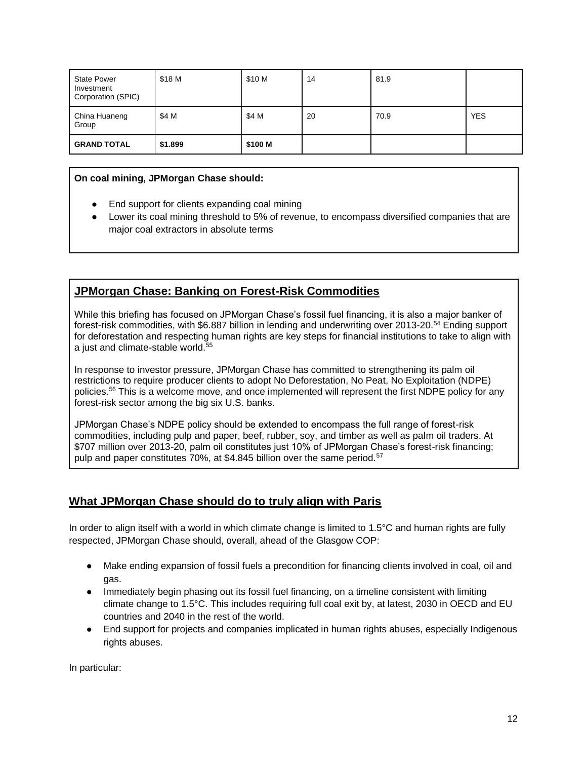| State Power Investment Corporation (SPIC) | $18 M | $10 M | 14 | 81.9 | |
|---|---|---|---|---|---|
| China Huaneng Group | $4 M | $4 M | 20 | 70.9 | YES |
| **GRAND TOTAL** | **$1.899** | **$100 M** | | | |

**On coal mining, JPMorgan Chase should:**

- End support for clients expanding coal mining
- Lower its coal mining threshold to 5% of revenue, to encompass diversified companies that are major coal extractors in absolute terms

## JPMorgan Chase: Banking on Forest-Risk Commodities

While this briefing has focused on JPMorgan Chase's fossil fuel financing, it is also a major banker of forest-risk commodities, with $6.887 billion in lending and underwriting over 2013-20.[54] Ending support for deforestation and respecting human rights are key steps for financial institutions to take to align with a just and climate-stable world.[55]

In response to investor pressure, JPMorgan Chase has committed to strengthening its palm oil restrictions to require producer clients to adopt No Deforestation, No Peat, No Exploitation (NDPE) policies.[56] This is a welcome move, and once implemented will represent the first NDPE policy for any forest-risk sector among the big six U.S. banks.

JPMorgan Chase's NDPE policy should be extended to encompass the full range of forest-risk commodities, including pulp and paper, beef, rubber, soy, and timber as well as palm oil traders. At $707 million over 2013-20, palm oil constitutes just 10% of JPMorgan Chase's forest-risk financing; pulp and paper constitutes 70%, at $4.845 billion over the same period.[57]

## What JPMorgan Chase should do to truly align with Paris

In order to align itself with a world in which climate change is limited to 1.5°C and human rights are fully respected, JPMorgan Chase should, overall, ahead of the Glasgow COP:

- Make ending expansion of fossil fuels a precondition for financing clients involved in coal, oil and gas.
- Immediately begin phasing out its fossil fuel financing, on a timeline consistent with limiting climate change to 1.5°C. This includes requiring full coal exit by, at latest, 2030 in OECD and EU countries and 2040 in the rest of the world.
- End support for projects and companies implicated in human rights abuses, especially Indigenous rights abuses.

In particular: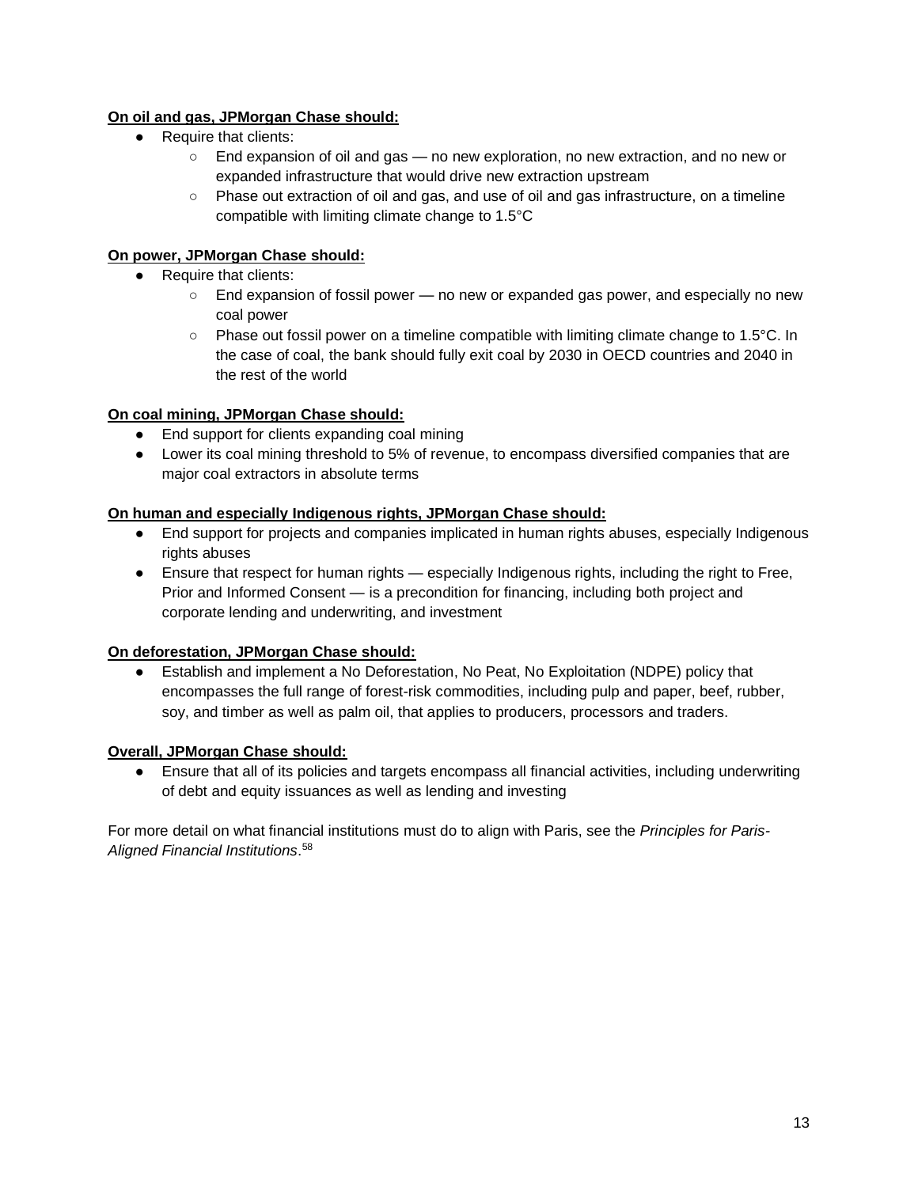**On oil and gas, JPMorgan Chase should:**

- Require that clients:
  - End expansion of oil and gas — no new exploration, no new extraction, and no new or expanded infrastructure that would drive new extraction upstream
  - Phase out extraction of oil and gas, and use of oil and gas infrastructure, on a timeline compatible with limiting climate change to 1.5°C

**On power, JPMorgan Chase should:**

- Require that clients:
  - End expansion of fossil power — no new or expanded gas power, and especially no new coal power
  - Phase out fossil power on a timeline compatible with limiting climate change to 1.5°C. In the case of coal, the bank should fully exit coal by 2030 in OECD countries and 2040 in the rest of the world

**On coal mining, JPMorgan Chase should:**

- End support for clients expanding coal mining
- Lower its coal mining threshold to 5% of revenue, to encompass diversified companies that are major coal extractors in absolute terms

**On human and especially Indigenous rights, JPMorgan Chase should:**

- End support for projects and companies implicated in human rights abuses, especially Indigenous rights abuses
- Ensure that respect for human rights — especially Indigenous rights, including the right to Free, Prior and Informed Consent — is a precondition for financing, including both project and corporate lending and underwriting, and investment

**On deforestation, JPMorgan Chase should:**

- Establish and implement a No Deforestation, No Peat, No Exploitation (NDPE) policy that encompasses the full range of forest-risk commodities, including pulp and paper, beef, rubber, soy, and timber as well as palm oil, that applies to producers, processors and traders.

**Overall, JPMorgan Chase should:**

- Ensure that all of its policies and targets encompass all financial activities, including underwriting of debt and equity issuances as well as lending and investing

For more detail on what financial institutions must do to align with Paris, see the *Principles for Paris-Aligned Financial Institutions*.[58]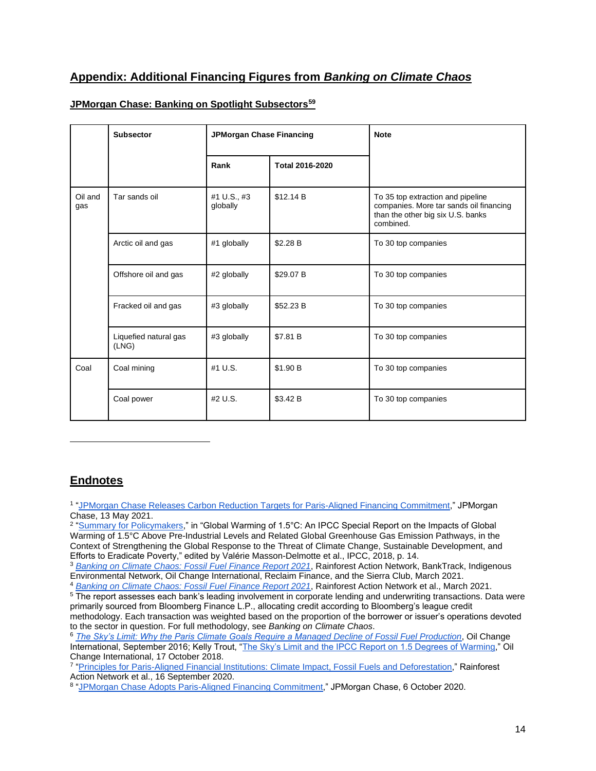## Appendix: Additional Financing Figures from *Banking on Climate Chaos*

### JPMorgan Chase: Banking on Spotlight Subsectors[59]

| | Subsector | JPMorgan Chase Financing | | Note |
|---|---|---|---|---|
| | | **Rank** | **Total 2016-2020** | |
| Oil and gas | Tar sands oil | #1 U.S., #3 globally | $12.14 B | To 35 top extraction and pipeline companies. More tar sands oil financing than the other big six U.S. banks combined. |
| | Arctic oil and gas | #1 globally | $2.28 B | To 30 top companies |
| | Offshore oil and gas | #2 globally | $29.07 B | To 30 top companies |
| | Fracked oil and gas | #3 globally | $52.23 B | To 30 top companies |
| | Liquefied natural gas (LNG) | #3 globally | $7.81 B | To 30 top companies |
| Coal | Coal mining | #1 U.S. | $1.90 B | To 30 top companies |
| | Coal power | #2 U.S. | $3.42 B | To 30 top companies |

## Endnotes

[1] "JPMorgan Chase Releases Carbon Reduction Targets for Paris-Aligned Financing Commitment," JPMorgan Chase, 13 May 2021.

[2] "Summary for Policymakers," in "Global Warming of 1.5°C: An IPCC Special Report on the Impacts of Global Warming of 1.5°C Above Pre-Industrial Levels and Related Global Greenhouse Gas Emission Pathways, in the Context of Strengthening the Global Response to the Threat of Climate Change, Sustainable Development, and Efforts to Eradicate Poverty," edited by Valérie Masson-Delmotte et al., IPCC, 2018, p. 14.

[3] *Banking on Climate Chaos: Fossil Fuel Finance Report 2021*, Rainforest Action Network, BankTrack, Indigenous Environmental Network, Oil Change International, Reclaim Finance, and the Sierra Club, March 2021.

[4] *Banking on Climate Chaos: Fossil Fuel Finance Report 2021*, Rainforest Action Network et al., March 2021.

[5] The report assesses each bank's leading involvement in corporate lending and underwriting transactions. Data were primarily sourced from Bloomberg Finance L.P., allocating credit according to Bloomberg's league credit methodology. Each transaction was weighted based on the proportion of the borrower or issuer's operations devoted to the sector in question. For full methodology, see *Banking on Climate Chaos*.

[6] *The Sky's Limit: Why the Paris Climate Goals Require a Managed Decline of Fossil Fuel Production*, Oil Change International, September 2016; Kelly Trout, "The Sky's Limit and the IPCC Report on 1.5 Degrees of Warming," Oil Change International, 17 October 2018.

[7] "Principles for Paris-Aligned Financial Institutions: Climate Impact, Fossil Fuels and Deforestation," Rainforest Action Network et al., 16 September 2020.

[8] "JPMorgan Chase Adopts Paris-Aligned Financing Commitment," JPMorgan Chase, 6 October 2020.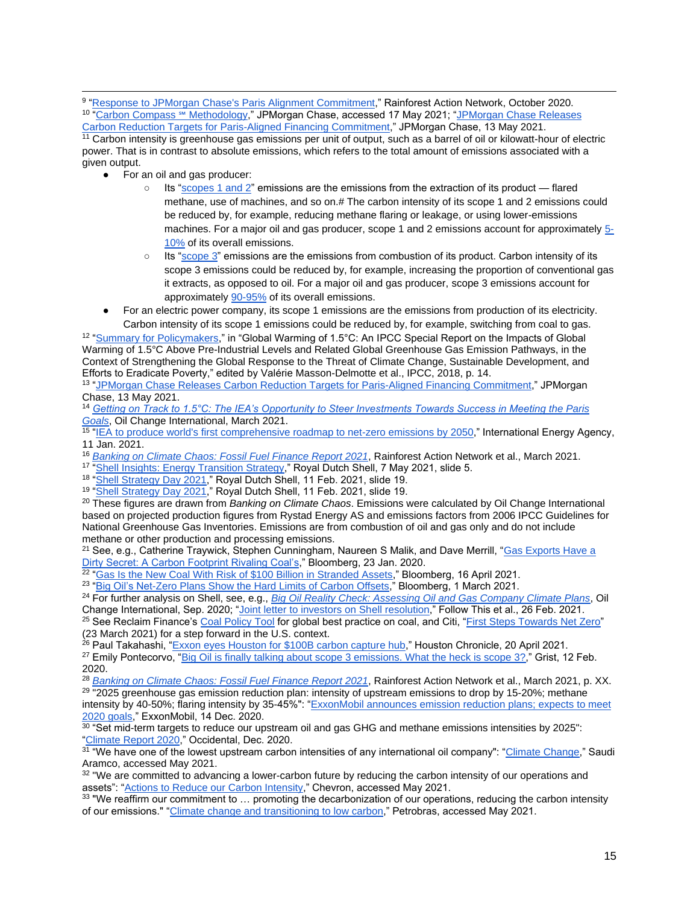[9] "Response to JPMorgan Chase's Paris Alignment Commitment," Rainforest Action Network, October 2020.

[10] "Carbon Compass ℠ Methodology," JPMorgan Chase, accessed 17 May 2021; "JPMorgan Chase Releases Carbon Reduction Targets for Paris-Aligned Financing Commitment," JPMorgan Chase, 13 May 2021.

[11] Carbon intensity is greenhouse gas emissions per unit of output, such as a barrel of oil or kilowatt-hour of electric power. That is in contrast to absolute emissions, which refers to the total amount of emissions associated with a given output.

- For an oil and gas producer:
  - Its "scopes 1 and 2" emissions are the emissions from the extraction of its product — flared methane, use of machines, and so on.# The carbon intensity of its scope 1 and 2 emissions could be reduced by, for example, reducing methane flaring or leakage, or using lower-emissions machines. For a major oil and gas producer, scope 1 and 2 emissions account for approximately 5-10% of its overall emissions.
  - Its "scope 3" emissions are the emissions from combustion of its product. Carbon intensity of its scope 3 emissions could be reduced by, for example, increasing the proportion of conventional gas it extracts, as opposed to oil. For a major oil and gas producer, scope 3 emissions account for approximately 90-95% of its overall emissions.
- For an electric power company, its scope 1 emissions are the emissions from production of its electricity. Carbon intensity of its scope 1 emissions could be reduced by, for example, switching from coal to gas.

[12] "Summary for Policymakers," in "Global Warming of 1.5°C: An IPCC Special Report on the Impacts of Global Warming of 1.5°C Above Pre-Industrial Levels and Related Global Greenhouse Gas Emission Pathways, in the Context of Strengthening the Global Response to the Threat of Climate Change, Sustainable Development, and Efforts to Eradicate Poverty," edited by Valérie Masson-Delmotte et al., IPCC, 2018, p. 14.

[13] "JPMorgan Chase Releases Carbon Reduction Targets for Paris-Aligned Financing Commitment," JPMorgan Chase, 13 May 2021.

[14] *Getting on Track to 1.5°C: The IEA's Opportunity to Steer Investments Towards Success in Meeting the Paris Goals*, Oil Change International, March 2021.

[15] "IEA to produce world's first comprehensive roadmap to net-zero emissions by 2050," International Energy Agency, 11 Jan. 2021.

[16] *Banking on Climate Chaos: Fossil Fuel Finance Report 2021*, Rainforest Action Network et al., March 2021.

[17] "Shell Insights: Energy Transition Strategy," Royal Dutch Shell, 7 May 2021, slide 5.

[18] "Shell Strategy Day 2021," Royal Dutch Shell, 11 Feb. 2021, slide 19.

[19] "Shell Strategy Day 2021," Royal Dutch Shell, 11 Feb. 2021, slide 19.

[20] These figures are drawn from *Banking on Climate Chaos*. Emissions were calculated by Oil Change International based on projected production figures from Rystad Energy AS and emissions factors from 2006 IPCC Guidelines for National Greenhouse Gas Inventories. Emissions are from combustion of oil and gas only and do not include methane or other production and processing emissions.

[21] See, e.g., Catherine Traywick, Stephen Cunningham, Naureen S Malik, and Dave Merrill, "Gas Exports Have a Dirty Secret: A Carbon Footprint Rivaling Coal's," Bloomberg, 23 Jan. 2020.

[22] "Gas Is the New Coal With Risk of $100 Billion in Stranded Assets," Bloomberg, 16 April 2021.

[23] "Big Oil's Net-Zero Plans Show the Hard Limits of Carbon Offsets," Bloomberg, 1 March 2021.

[24] For further analysis on Shell, see, e.g., *Big Oil Reality Check: Assessing Oil and Gas Company Climate Plans*, Oil Change International, Sep. 2020; "Joint letter to investors on Shell resolution," Follow This et al., 26 Feb. 2021.

[25] See Reclaim Finance's Coal Policy Tool for global best practice on coal, and Citi, "First Steps Towards Net Zero" (23 March 2021) for a step forward in the U.S. context.

[26] Paul Takahashi, "Exxon eyes Houston for $100B carbon capture hub," Houston Chronicle, 20 April 2021.

[27] Emily Pontecorvo, "Big Oil is finally talking about scope 3 emissions. What the heck is scope 3?," Grist, 12 Feb. 2020.

[28] *Banking on Climate Chaos: Fossil Fuel Finance Report 2021*, Rainforest Action Network et al., March 2021, p. XX.

[29] "2025 greenhouse gas emission reduction plan: intensity of upstream emissions to drop by 15-20%; methane intensity by 40-50%; flaring intensity by 35-45%": "ExxonMobil announces emission reduction plans; expects to meet 2020 goals," ExxonMobil, 14 Dec. 2020.

[30] "Set mid-term targets to reduce our upstream oil and gas GHG and methane emissions intensities by 2025": "Climate Report 2020," Occidental, Dec. 2020.

[31] "We have one of the lowest upstream carbon intensities of any international oil company": "Climate Change," Saudi Aramco, accessed May 2021.

[32] "We are committed to advancing a lower-carbon future by reducing the carbon intensity of our operations and assets": "Actions to Reduce our Carbon Intensity," Chevron, accessed May 2021.

[33] "We reaffirm our commitment to … promoting the decarbonization of our operations, reducing the carbon intensity of our emissions." "Climate change and transitioning to low carbon," Petrobras, accessed May 2021.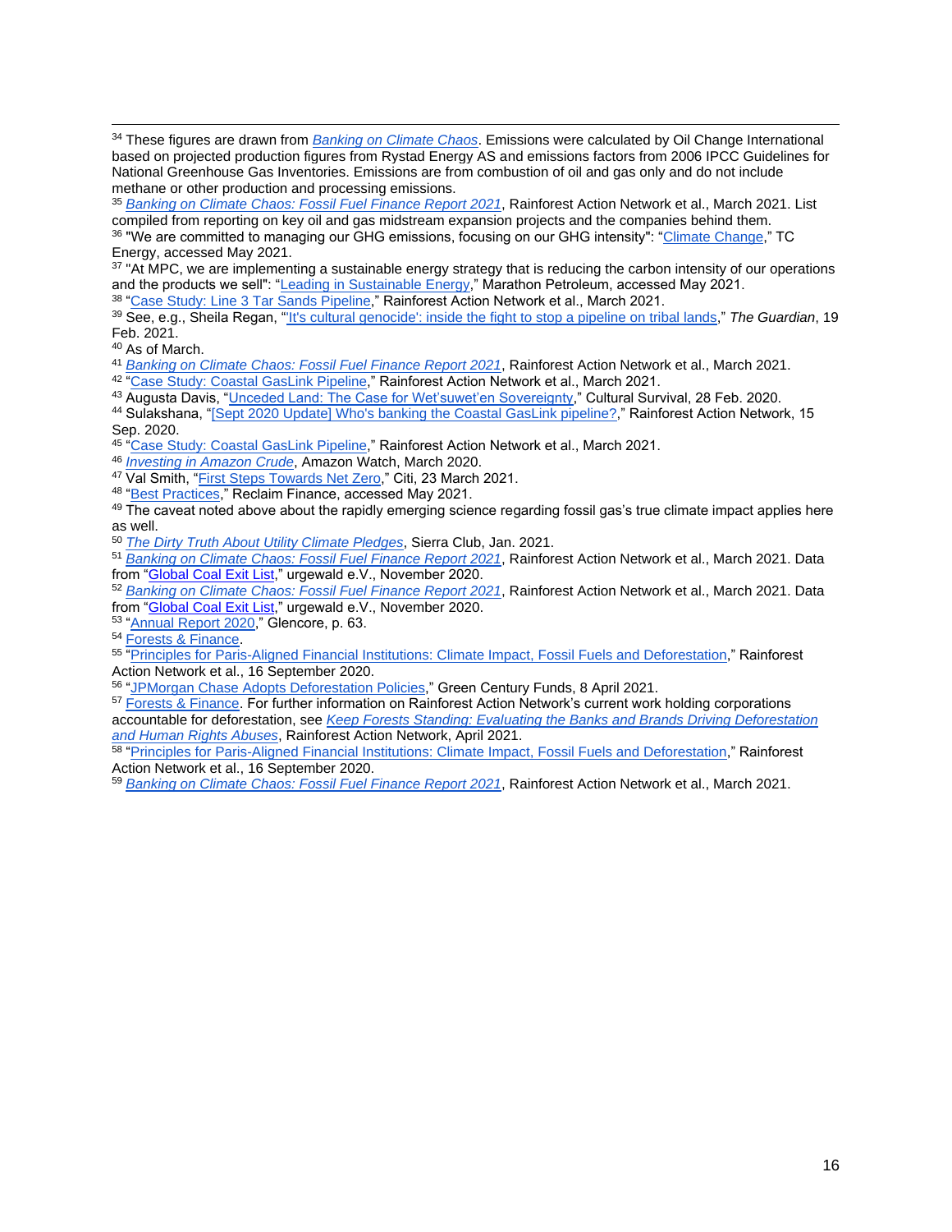[34] These figures are drawn from *Banking on Climate Chaos*. Emissions were calculated by Oil Change International based on projected production figures from Rystad Energy AS and emissions factors from 2006 IPCC Guidelines for National Greenhouse Gas Inventories. Emissions are from combustion of oil and gas only and do not include methane or other production and processing emissions.

[35] *Banking on Climate Chaos: Fossil Fuel Finance Report 2021*, Rainforest Action Network et al., March 2021. List compiled from reporting on key oil and gas midstream expansion projects and the companies behind them.

[36] "We are committed to managing our GHG emissions, focusing on our GHG intensity": "Climate Change," TC Energy, accessed May 2021.

[37] "At MPC, we are implementing a sustainable energy strategy that is reducing the carbon intensity of our operations and the products we sell": "Leading in Sustainable Energy," Marathon Petroleum, accessed May 2021.

[38] "Case Study: Line 3 Tar Sands Pipeline," Rainforest Action Network et al., March 2021.

[39] See, e.g., Sheila Regan, "'It's cultural genocide': inside the fight to stop a pipeline on tribal lands," *The Guardian*, 19 Feb. 2021.

[40] As of March.

[41] *Banking on Climate Chaos: Fossil Fuel Finance Report 2021*, Rainforest Action Network et al., March 2021.

[42] "Case Study: Coastal GasLink Pipeline," Rainforest Action Network et al., March 2021.

[43] Augusta Davis, "Unceded Land: The Case for Wet'suwet'en Sovereignty," Cultural Survival, 28 Feb. 2020.

[44] Sulakshana, "[Sept 2020 Update] Who's banking the Coastal GasLink pipeline?," Rainforest Action Network, 15 Sep. 2020.

[45] "Case Study: Coastal GasLink Pipeline," Rainforest Action Network et al., March 2021.

[46] *Investing in Amazon Crude*, Amazon Watch, March 2020.

[47] Val Smith, "First Steps Towards Net Zero," Citi, 23 March 2021.

[48] "Best Practices," Reclaim Finance, accessed May 2021.

[49] The caveat noted above about the rapidly emerging science regarding fossil gas's true climate impact applies here as well.

[50] *The Dirty Truth About Utility Climate Pledges*, Sierra Club, Jan. 2021.

[51] *Banking on Climate Chaos: Fossil Fuel Finance Report 2021*, Rainforest Action Network et al., March 2021. Data from "Global Coal Exit List," urgewald e.V., November 2020.

[52] *Banking on Climate Chaos: Fossil Fuel Finance Report 2021*, Rainforest Action Network et al., March 2021. Data from "Global Coal Exit List," urgewald e.V., November 2020.

[53] "Annual Report 2020," Glencore, p. 63.

[54] Forests & Finance.

[55] "Principles for Paris-Aligned Financial Institutions: Climate Impact, Fossil Fuels and Deforestation," Rainforest Action Network et al., 16 September 2020.

[56] "JPMorgan Chase Adopts Deforestation Policies," Green Century Funds, 8 April 2021.

[57] Forests & Finance. For further information on Rainforest Action Network's current work holding corporations accountable for deforestation, see *Keep Forests Standing: Evaluating the Banks and Brands Driving Deforestation and Human Rights Abuses*, Rainforest Action Network, April 2021.

[58] "Principles for Paris-Aligned Financial Institutions: Climate Impact, Fossil Fuels and Deforestation," Rainforest Action Network et al., 16 September 2020.

[59] *Banking on Climate Chaos: Fossil Fuel Finance Report 2021*, Rainforest Action Network et al., March 2021.